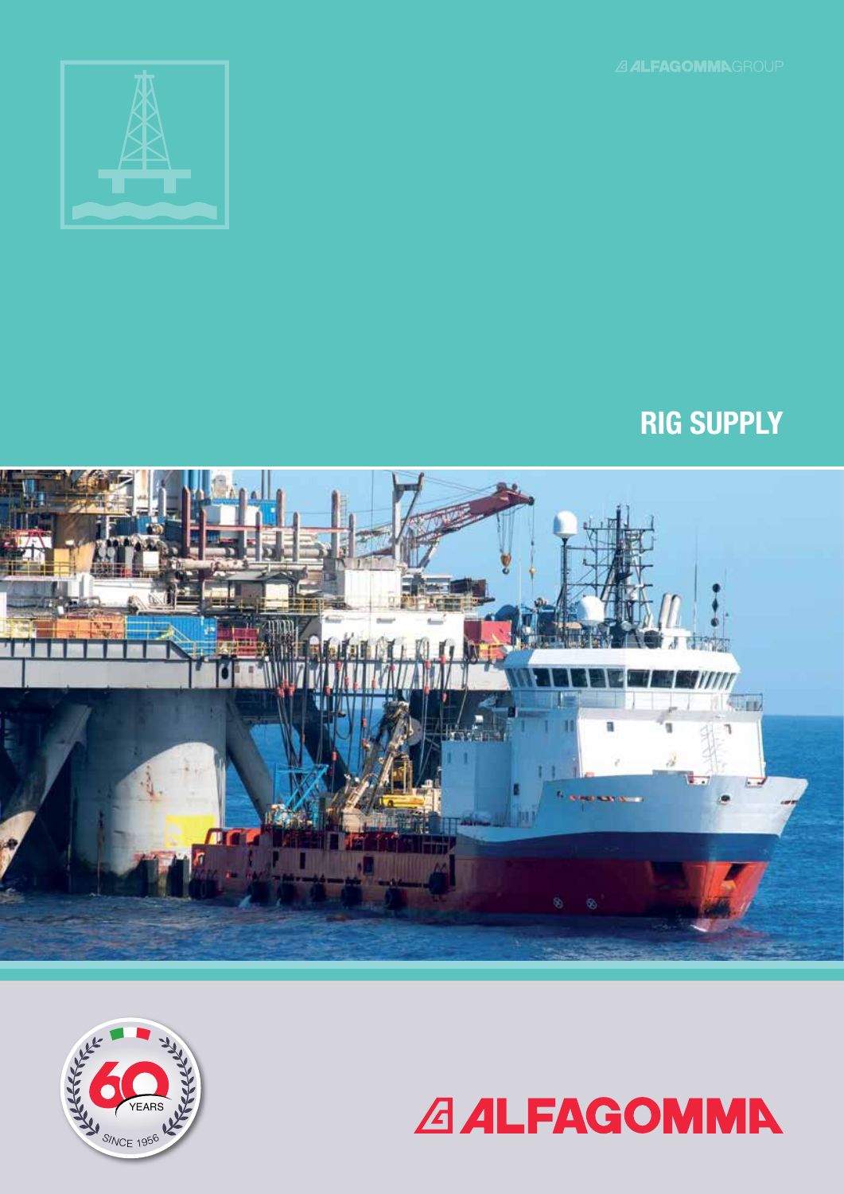ALFAGOMMA GROUP

# RIG SUPPLY

60 YEARS SINCE 1956

ALFAGOMMA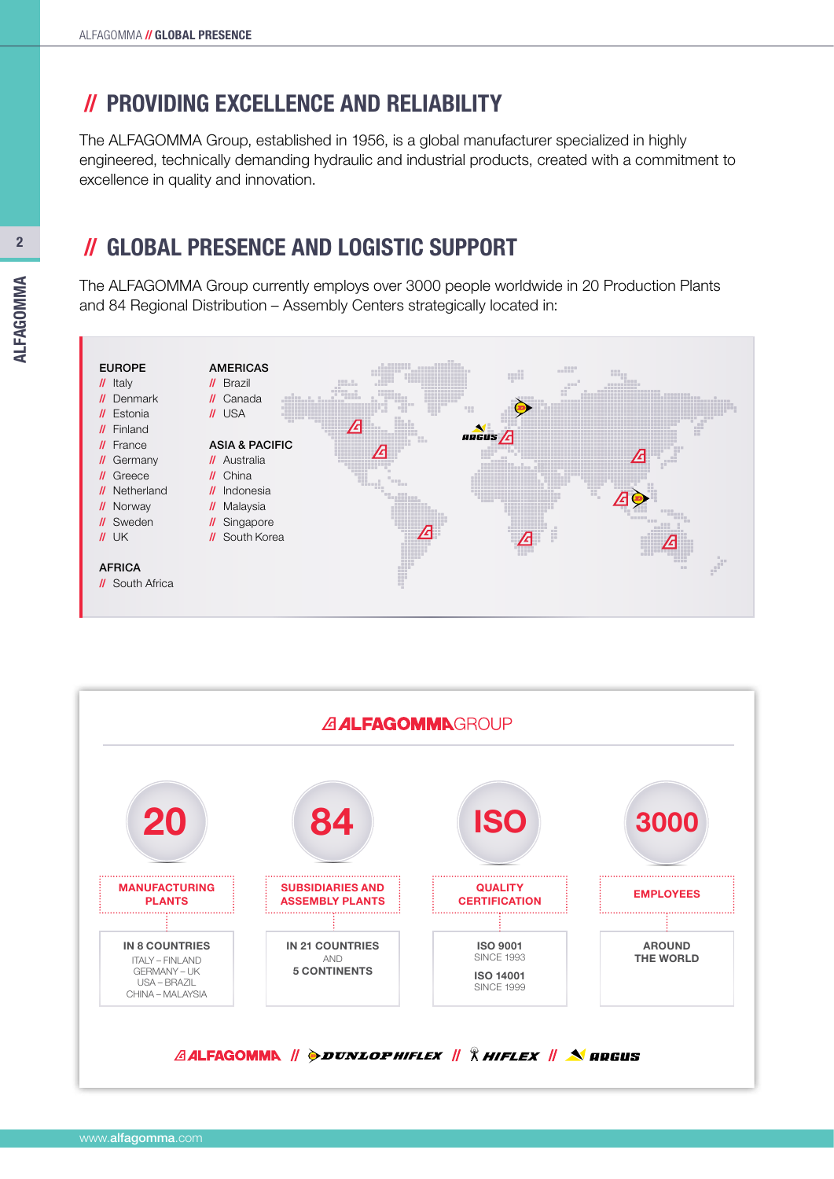# // PROVIDING EXCELLENCE AND RELIABILITY

The ALFAGOMMA Group, established in 1956, is a global manufacturer specialized in highly engineered, technically demanding hydraulic and industrial products, created with a commitment to excellence in quality and innovation.

# // GLOBAL PRESENCE AND LOGISTIC SUPPORT

The ALFAGOMMA Group currently employs over 3000 people worldwide in 20 Production Plants and 84 Regional Distribution – Assembly Centers strategically located in:

**EUROPE**
- // Italy
- // Denmark
- // Estonia
- // Finland
- // France
- // Germany
- // Greece
- // Netherland
- // Norway
- // Sweden
- // UK

**AMERICAS**
- // Brazil
- // Canada
- // USA

**ASIA & PACIFIC**
- // Australia
- // China
- // Indonesia
- // Malaysia
- // Singapore
- // South Korea

**AFRICA**
- // South Africa

## ALFAGOMMA GROUP

| 20 | 84 | ISO | 3000 |
|---|---|---|---|
| MANUFACTURING PLANTS | SUBSIDIARIES AND ASSEMBLY PLANTS | QUALITY CERTIFICATION | EMPLOYEES |
| IN 8 COUNTRIES<br>ITALY – FINLAND<br>GERMANY – UK<br>USA – BRAZIL<br>CHINA – MALAYSIA | IN 21 COUNTRIES<br>AND<br>5 CONTINENTS | ISO 9001<br>SINCE 1993<br>ISO 14001<br>SINCE 1999 | AROUND<br>THE WORLD |

ALFAGOMMA // DUNLOP HIFLEX // HIFLEX // ARGUS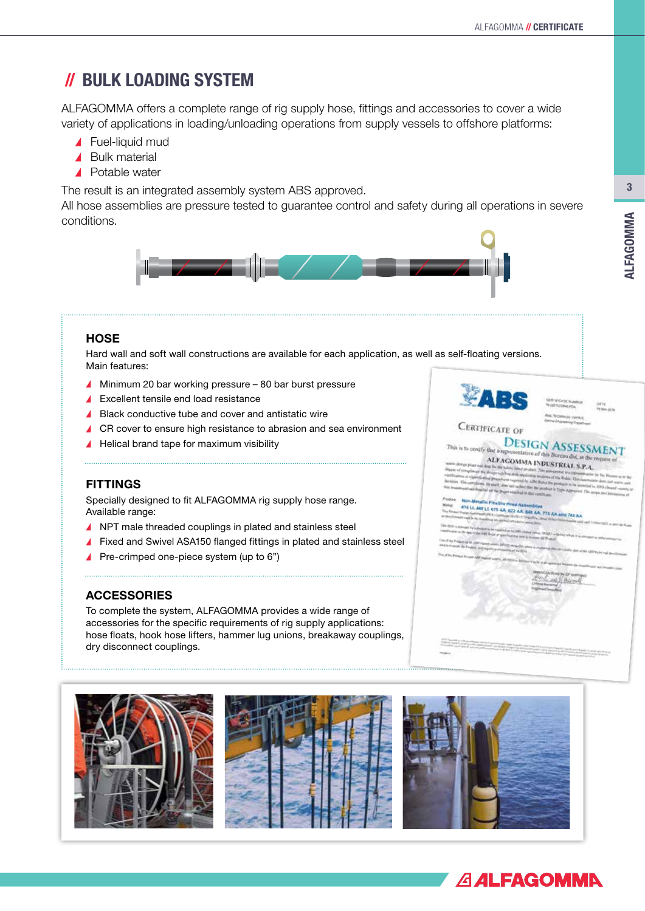# // BULK LOADING SYSTEM

ALFAGOMMA offers a complete range of rig supply hose, fittings and accessories to cover a wide variety of applications in loading/unloading operations from supply vessels to offshore platforms:

- Fuel-liquid mud
- Bulk material
- Potable water

The result is an integrated assembly system ABS approved.
All hose assemblies are pressure tested to guarantee control and safety during all operations in severe conditions.

## HOSE

Hard wall and soft wall constructions are available for each application, as well as self-floating versions.
Main features:

- Minimum 20 bar working pressure – 80 bar burst pressure
- Excellent tensile end load resistance
- Black conductive tube and cover and antistatic wire
- CR cover to ensure high resistance to abrasion and sea environment
- Helical brand tape for maximum visibility

## FITTINGS

Specially designed to fit ALFAGOMMA rig supply hose range.
Available range:

- NPT male threaded couplings in plated and stainless steel
- Fixed and Swivel ASA150 flanged fittings in plated and stainless steel
- Pre-crimped one-piece system (up to 6")

## ACCESSORIES

To complete the system, ALFAGOMMA provides a wide range of accessories for the specific requirements of rig supply applications: hose floats, hook hose lifters, hammer lug unions, breakaway couplings, dry disconnect couplings.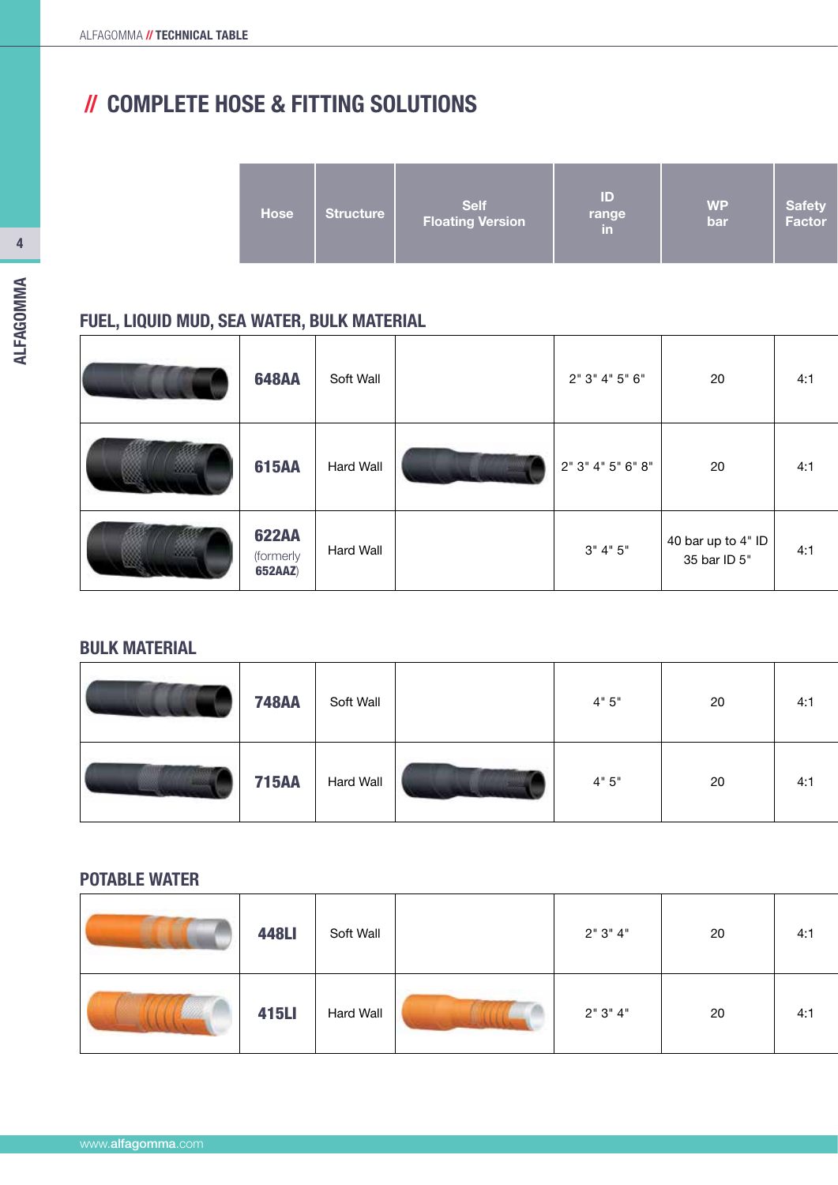# // COMPLETE HOSE & FITTING SOLUTIONS

## FUEL, LIQUID MUD, SEA WATER, BULK MATERIAL

| | Hose | Structure | Self Floating Version | ID range in | WP bar | Safety Factor |
|---|---|---|---|---|---|---|
| | **648AA** | Soft Wall | | 2" 3" 4" 5" 6" | 20 | 4:1 |
| | **615AA** | Hard Wall | | 2" 3" 4" 5" 6" 8" | 20 | 4:1 |
| | **622AA** (formerly **652AAZ**) | Hard Wall | | 3" 4" 5" | 40 bar up to 4" ID 35 bar ID 5" | 4:1 |

## BULK MATERIAL

| | Hose | Structure | Self Floating Version | ID range in | WP bar | Safety Factor |
|---|---|---|---|---|---|---|
| | **748AA** | Soft Wall | | 4" 5" | 20 | 4:1 |
| | **715AA** | Hard Wall | | 4" 5" | 20 | 4:1 |

## POTABLE WATER

| | Hose | Structure | Self Floating Version | ID range in | WP bar | Safety Factor |
|---|---|---|---|---|---|---|
| | **448LI** | Soft Wall | | 2" 3" 4" | 20 | 4:1 |
| | **415LI** | Hard Wall | | 2" 3" 4" | 20 | 4:1 |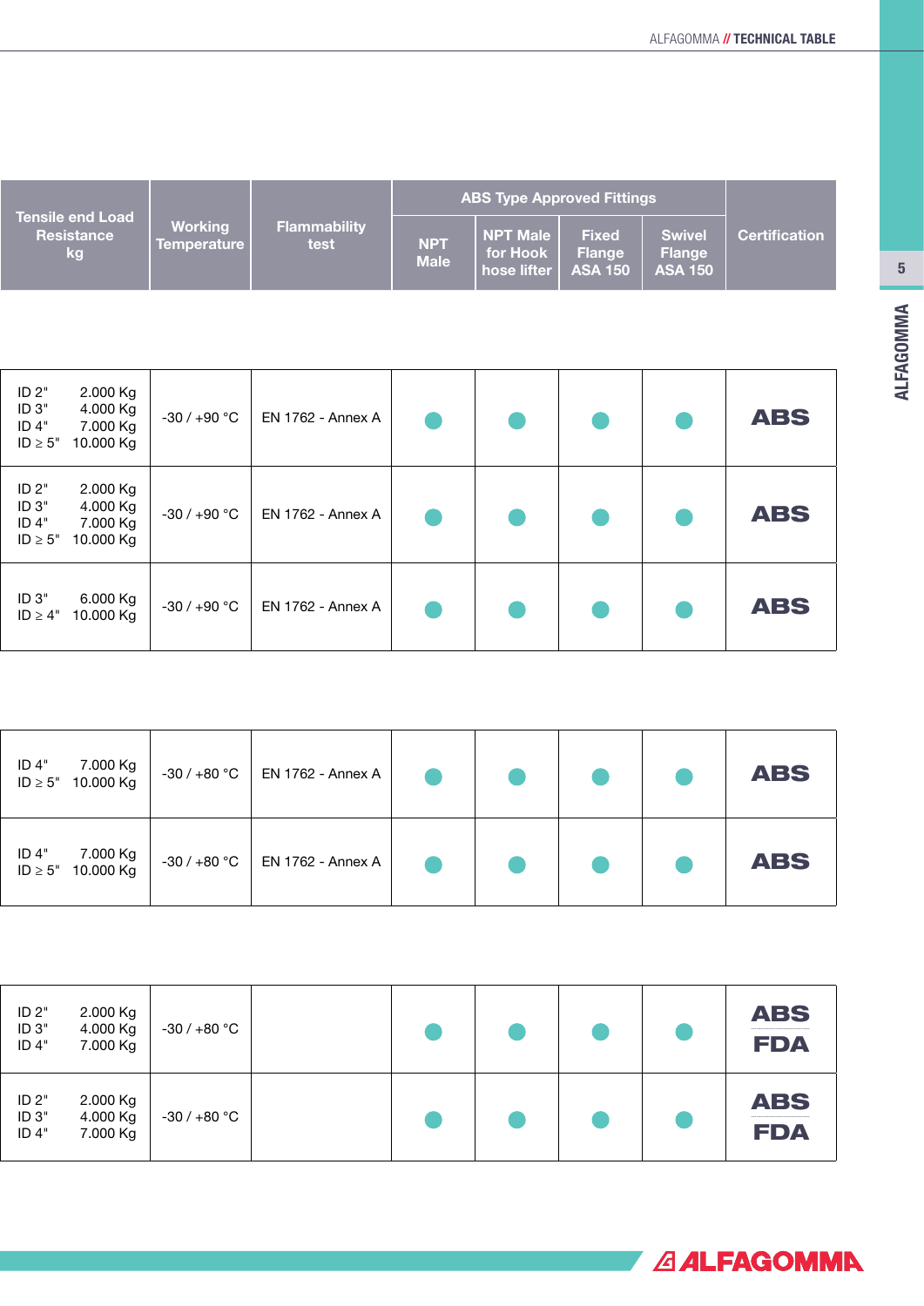| Tensile end Load Resistance kg | Working Temperature | Flammability test | ABS Type Approved Fittings | | | | Certification |
|---|---|---|---|---|---|---|---|
| | | | NPT Male | NPT Male for Hook hose lifter | Fixed Flange ASA 150 | Swivel Flange ASA 150 | |
| ID 2" 2.000 Kg<br>ID 3" 4.000 Kg<br>ID 4" 7.000 Kg<br>ID ≥ 5" 10.000 Kg | -30 / +90 °C | EN 1762 - Annex A | ● | ● | ● | ● | ABS |
| ID 2" 2.000 Kg<br>ID 3" 4.000 Kg<br>ID 4" 7.000 Kg<br>ID ≥ 5" 10.000 Kg | -30 / +90 °C | EN 1762 - Annex A | ● | ● | ● | ● | ABS |
| ID 3" 6.000 Kg<br>ID ≥ 4" 10.000 Kg | -30 / +90 °C | EN 1762 - Annex A | ● | ● | ● | ● | ABS |
| ID 4" 7.000 Kg<br>ID ≥ 5" 10.000 Kg | -30 / +80 °C | EN 1762 - Annex A | ● | ● | ● | ● | ABS |
| ID 4" 7.000 Kg<br>ID ≥ 5" 10.000 Kg | -30 / +80 °C | EN 1762 - Annex A | ● | ● | ● | ● | ABS |
| ID 2" 2.000 Kg<br>ID 3" 4.000 Kg<br>ID 4" 7.000 Kg | -30 / +80 °C | | ● | ● | ● | ● | ABS<br>FDA |
| ID 2" 2.000 Kg<br>ID 3" 4.000 Kg<br>ID 4" 7.000 Kg | -30 / +80 °C | | ● | ● | ● | ● | ABS<br>FDA |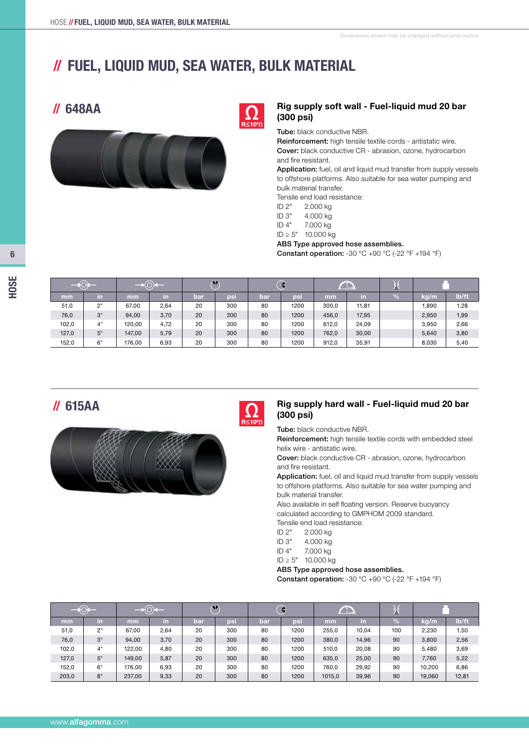// FUEL, LIQUID MUD, SEA WATER, BULK MATERIAL

Dimensions shown may be changed without prior notice

# // FUEL, LIQUID MUD, SEA WATER, BULK MATERIAL

## // 648AA

R≤10⁶Ω

### Rig supply soft wall - Fuel-liquid mud 20 bar (300 psi)

**Tube:** black conductive NBR.
**Reinforcement:** high tensile textile cords - antistatic wire.
**Cover:** black conductive CR - abrasion, ozone, hydrocarbon and fire resistant.
**Application:** fuel, oil and liquid mud transfer from supply vessels to offshore platforms. Also suitable for sea water pumping and bulk material transfer.
Tensile end load resistance:
ID 2" 2.000 kg
ID 3" 4.000 kg
ID 4" 7.000 kg
ID ≥ 5" 10.000 kg
**ABS Type approved hose assemblies.**
**Constant operation:** -30 °C +90 °C (-22 °F +194 °F)

| mm | in | mm | in | bar | psi | bar | psi | mm | in | % | kg/m | lb/ft |
|---|---|---|---|---|---|---|---|---|---|---|---|---|
| 51,0 | 2" | 67,00 | 2,64 | 20 | 300 | 80 | 1200 | 300,0 | 11,81 | | 1,890 | 1,28 |
| 76,0 | 3" | 94,00 | 3,70 | 20 | 300 | 80 | 1200 | 456,0 | 17,95 | | 2,950 | 1,99 |
| 102,0 | 4" | 120,00 | 4,72 | 20 | 300 | 80 | 1200 | 612,0 | 24,09 | | 3,950 | 2,66 |
| 127,0 | 5" | 147,00 | 5,79 | 20 | 300 | 80 | 1200 | 762,0 | 30,00 | | 5,640 | 3,80 |
| 152,0 | 6" | 176,00 | 6,93 | 20 | 300 | 80 | 1200 | 912,0 | 35,91 | | 8,030 | 5,40 |

## // 615AA

R≤10⁶Ω

### Rig supply hard wall - Fuel-liquid mud 20 bar (300 psi)

**Tube:** black conductive NBR.
**Reinforcement:** high tensile textile cords with embedded steel helix wire - antistatic wire.
**Cover:** black conductive CR - abrasion, ozone, hydrocarbon and fire resistant.
**Application:** fuel, oil and liquid mud transfer from supply vessels to offshore platforms. Also suitable for sea water pumping and bulk material transfer.
Also available in self floating version. Reserve buoyancy calculated according to GMPHOM 2009 standard.
Tensile end load resistance:
ID 2" 2.000 kg
ID 3" 4.000 kg
ID 4" 7.000 kg
ID ≥ 5" 10.000 kg
**ABS Type approved hose assemblies.**
**Constant operation:** -30 °C +90 °C (-22 °F +194 °F)

| mm | in | mm | in | bar | psi | bar | psi | mm | in | % | kg/m | lb/ft |
|---|---|---|---|---|---|---|---|---|---|---|---|---|
| 51,0 | 2" | 67,00 | 2,64 | 20 | 300 | 80 | 1200 | 255,0 | 10,04 | 100 | 2,230 | 1,50 |
| 76,0 | 3" | 94,00 | 3,70 | 20 | 300 | 80 | 1200 | 380,0 | 14,96 | 90 | 3,800 | 2,56 |
| 102,0 | 4" | 122,00 | 4,80 | 20 | 300 | 80 | 1200 | 510,0 | 20,08 | 90 | 5,480 | 3,69 |
| 127,0 | 5" | 149,00 | 5,87 | 20 | 300 | 80 | 1200 | 635,0 | 25,00 | 90 | 7,760 | 5,22 |
| 152,0 | 6" | 176,00 | 6,93 | 20 | 300 | 80 | 1200 | 760,0 | 29,92 | 90 | 10,200 | 6,86 |
| 203,0 | 8" | 237,00 | 9,33 | 20 | 300 | 80 | 1200 | 1015,0 | 39,96 | 90 | 19,060 | 12,81 |

www.alfagomma.com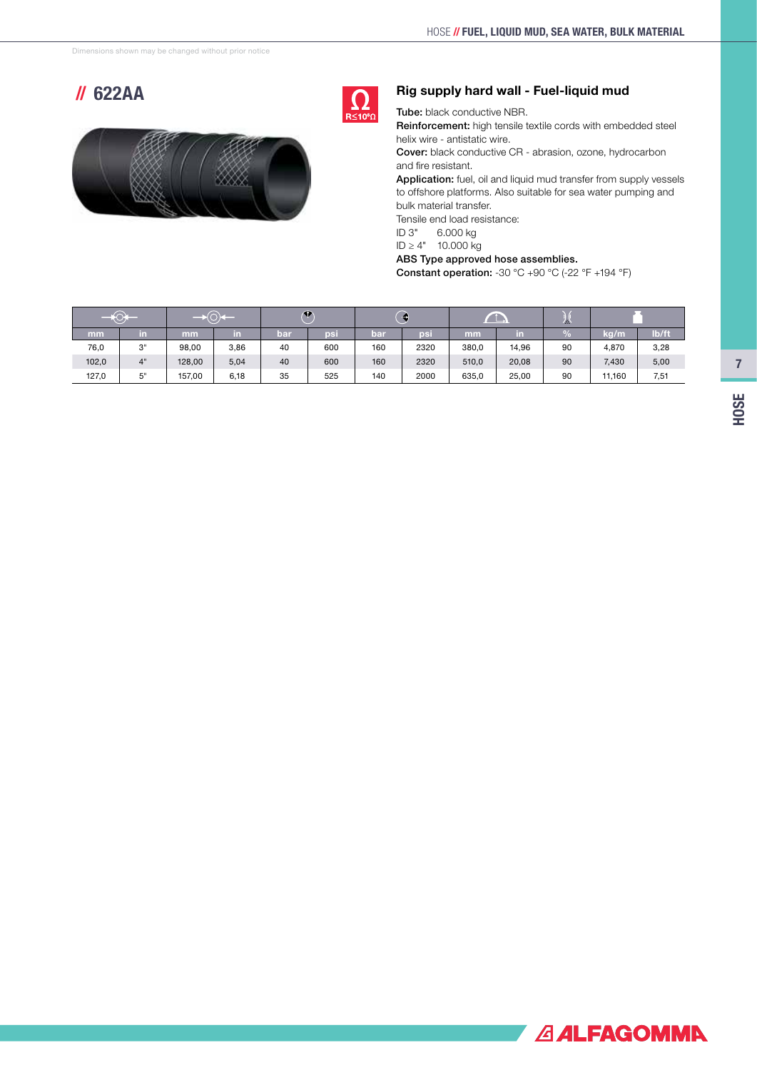Dimensions shown may be changed without prior notice

# // 622AA

## Rig supply hard wall - Fuel-liquid mud

**Tube:** black conductive NBR.

**Reinforcement:** high tensile textile cords with embedded steel helix wire - antistatic wire.

**Cover:** black conductive CR - abrasion, ozone, hydrocarbon and fire resistant.

**Application:** fuel, oil and liquid mud transfer from supply vessels to offshore platforms. Also suitable for sea water pumping and bulk material transfer.

Tensile end load resistance:

ID 3" 6.000 kg

ID ≥ 4" 10.000 kg

**ABS Type approved hose assemblies.**

**Constant operation:** -30 °C +90 °C (-22 °F +194 °F)

| mm | in | mm | in | bar | psi | bar | psi | mm | in | % | kg/m | lb/ft |
|---|---|---|---|---|---|---|---|---|---|---|---|---|
| 76,0 | 3" | 98,00 | 3,86 | 40 | 600 | 160 | 2320 | 380,0 | 14,96 | 90 | 4,870 | 3,28 |
| 102,0 | 4" | 128,00 | 5,04 | 40 | 600 | 160 | 2320 | 510,0 | 20,08 | 90 | 7,430 | 5,00 |
| 127,0 | 5" | 157,00 | 6,18 | 35 | 525 | 140 | 2000 | 635,0 | 25,00 | 90 | 11,160 | 7,51 |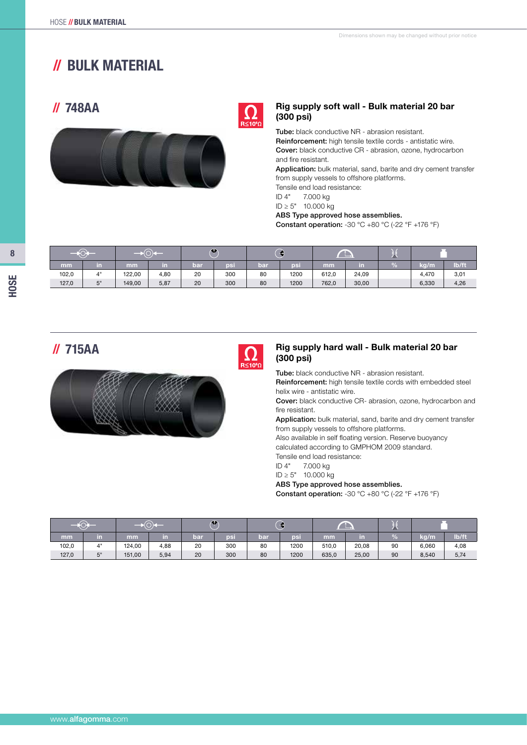Dimensions shown may be changed without prior notice

# // BULK MATERIAL

## // 748AA

R≤10⁶Ω

### Rig supply soft wall - Bulk material 20 bar (300 psi)

**Tube:** black conductive NR - abrasion resistant.
**Reinforcement:** high tensile textile cords - antistatic wire.
**Cover:** black conductive CR - abrasion, ozone, hydrocarbon and fire resistant.
**Application:** bulk material, sand, barite and dry cement transfer from supply vessels to offshore platforms.
Tensile end load resistance:
ID 4" 7.000 kg
ID ≥ 5" 10.000 kg
**ABS Type approved hose assemblies.**
**Constant operation:** -30 °C +80 °C (-22 °F +176 °F)

| ID | | OD | | WP | | BP | | Bend radius | | Vacuum | Weight | |
|---|---|---|---|---|---|---|---|---|---|---|---|---|
| mm | in | mm | in | bar | psi | bar | psi | mm | in | % | kg/m | lb/ft |
| 102,0 | 4" | 122,00 | 4,80 | 20 | 300 | 80 | 1200 | 612,0 | 24,09 | | 4,470 | 3,01 |
| 127,0 | 5" | 149,00 | 5,87 | 20 | 300 | 80 | 1200 | 762,0 | 30,00 | | 6,330 | 4,26 |

## // 715AA

R≤10⁶Ω

### Rig supply hard wall - Bulk material 20 bar (300 psi)

**Tube:** black conductive NR - abrasion resistant.
**Reinforcement:** high tensile textile cords with embedded steel helix wire - antistatic wire.
**Cover:** black conductive CR- abrasion, ozone, hydrocarbon and fire resistant.
**Application:** bulk material, sand, barite and dry cement transfer from supply vessels to offshore platforms.
Also available in self floating version. Reserve buoyancy calculated according to GMPHOM 2009 standard.
Tensile end load resistance:
ID 4" 7.000 kg
ID ≥ 5" 10.000 kg
**ABS Type approved hose assemblies.**
**Constant operation:** -30 °C +80 °C (-22 °F +176 °F)

| ID | | OD | | WP | | BP | | Bend radius | | Vacuum | Weight | |
|---|---|---|---|---|---|---|---|---|---|---|---|---|
| mm | in | mm | in | bar | psi | bar | psi | mm | in | % | kg/m | lb/ft |
| 102,0 | 4" | 124,00 | 4,88 | 20 | 300 | 80 | 1200 | 510,0 | 20,08 | 90 | 6,060 | 4,08 |
| 127,0 | 5" | 151,00 | 5,94 | 20 | 300 | 80 | 1200 | 635,0 | 25,00 | 90 | 8,540 | 5,74 |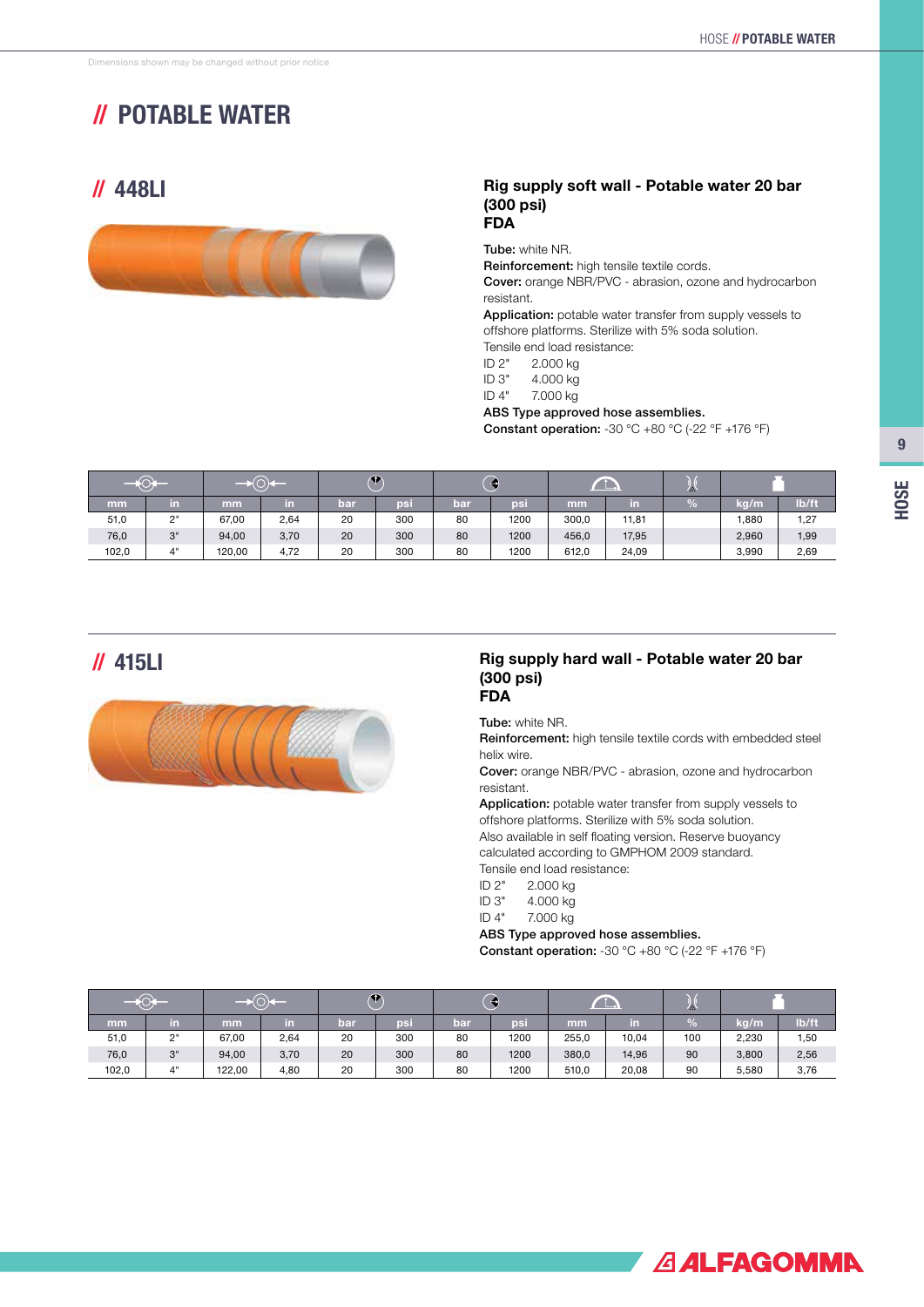Dimensions shown may be changed without prior notice

# // POTABLE WATER

## // 448LI

### Rig supply soft wall - Potable water 20 bar (300 psi) FDA

**Tube:** white NR.
**Reinforcement:** high tensile textile cords.
**Cover:** orange NBR/PVC - abrasion, ozone and hydrocarbon resistant.
**Application:** potable water transfer from supply vessels to offshore platforms. Sterilize with 5% soda solution.
Tensile end load resistance:
ID 2"    2.000 kg
ID 3"    4.000 kg
ID 4"    7.000 kg
**ABS Type approved hose assemblies.**
**Constant operation:** -30 °C +80 °C (-22 °F +176 °F)

| mm | in | mm | in | bar | psi | bar | psi | mm | in | % | kg/m | lb/ft |
|---|---|---|---|---|---|---|---|---|---|---|---|---|
| 51,0 | 2" | 67,00 | 2,64 | 20 | 300 | 80 | 1200 | 300,0 | 11,81 | | 1,880 | 1,27 |
| 76,0 | 3" | 94,00 | 3,70 | 20 | 300 | 80 | 1200 | 456,0 | 17,95 | | 2,960 | 1,99 |
| 102,0 | 4" | 120,00 | 4,72 | 20 | 300 | 80 | 1200 | 612,0 | 24,09 | | 3,990 | 2,69 |

## // 415LI

### Rig supply hard wall - Potable water 20 bar (300 psi) FDA

**Tube:** white NR.
**Reinforcement:** high tensile textile cords with embedded steel helix wire.
**Cover:** orange NBR/PVC - abrasion, ozone and hydrocarbon resistant.
**Application:** potable water transfer from supply vessels to offshore platforms. Sterilize with 5% soda solution.
Also available in self floating version. Reserve buoyancy calculated according to GMPHOM 2009 standard.
Tensile end load resistance:
ID 2"    2.000 kg
ID 3"    4.000 kg
ID 4"    7.000 kg
**ABS Type approved hose assemblies.**
**Constant operation:** -30 °C +80 °C (-22 °F +176 °F)

| mm | in | mm | in | bar | psi | bar | psi | mm | in | % | kg/m | lb/ft |
|---|---|---|---|---|---|---|---|---|---|---|---|---|
| 51,0 | 2" | 67,00 | 2,64 | 20 | 300 | 80 | 1200 | 255,0 | 10,04 | 100 | 2,230 | 1,50 |
| 76,0 | 3" | 94,00 | 3,70 | 20 | 300 | 80 | 1200 | 380,0 | 14,96 | 90 | 3,800 | 2,56 |
| 102,0 | 4" | 122,00 | 4,80 | 20 | 300 | 80 | 1200 | 510,0 | 20,08 | 90 | 5,580 | 3,76 |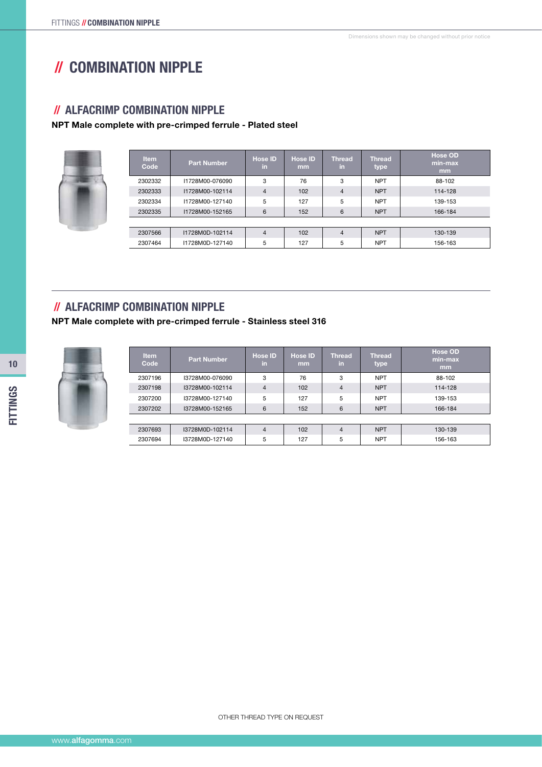Dimensions shown may be changed without prior notice

# // COMBINATION NIPPLE

## // ALFACRIMP COMBINATION NIPPLE

**NPT Male complete with pre-crimped ferrule - Plated steel**

| Item Code | Part Number | Hose ID in | Hose ID mm | Thread in | Thread type | Hose OD min-max mm |
|---|---|---|---|---|---|---|
| 2302332 | I1728M00-076090 | 3 | 76 | 3 | NPT | 88-102 |
| 2302333 | I1728M00-102114 | 4 | 102 | 4 | NPT | 114-128 |
| 2302334 | I1728M00-127140 | 5 | 127 | 5 | NPT | 139-153 |
| 2302335 | I1728M00-152165 | 6 | 152 | 6 | NPT | 166-184 |
| 2307566 | I1728M0D-102114 | 4 | 102 | 4 | NPT | 130-139 |
| 2307464 | I1728M0D-127140 | 5 | 127 | 5 | NPT | 156-163 |

## // ALFACRIMP COMBINATION NIPPLE

**NPT Male complete with pre-crimped ferrule - Stainless steel 316**

| Item Code | Part Number | Hose ID in | Hose ID mm | Thread in | Thread type | Hose OD min-max mm |
|---|---|---|---|---|---|---|
| 2307196 | I3728M00-076090 | 3 | 76 | 3 | NPT | 88-102 |
| 2307198 | I3728M00-102114 | 4 | 102 | 4 | NPT | 114-128 |
| 2307200 | I3728M00-127140 | 5 | 127 | 5 | NPT | 139-153 |
| 2307202 | I3728M00-152165 | 6 | 152 | 6 | NPT | 166-184 |
| 2307693 | I3728M0D-102114 | 4 | 102 | 4 | NPT | 130-139 |
| 2307694 | I3728M0D-127140 | 5 | 127 | 5 | NPT | 156-163 |

OTHER THREAD TYPE ON REQUEST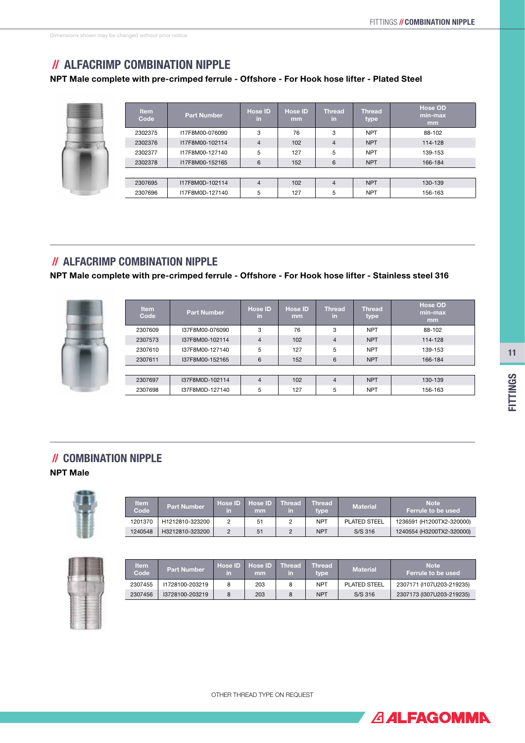Dimensions shown may be changed without prior notice

## // ALFACRIMP COMBINATION NIPPLE

**NPT Male complete with pre-crimped ferrule - Offshore - For Hook hose lifter - Plated Steel**

| Item Code | Part Number | Hose ID in | Hose ID mm | Thread in | Thread type | Hose OD min-max mm |
|---|---|---|---|---|---|---|
| 2302375 | I17F8M00-076090 | 3 | 76 | 3 | NPT | 88-102 |
| 2302376 | I17F8M00-102114 | 4 | 102 | 4 | NPT | 114-128 |
| 2302377 | I17F8M00-127140 | 5 | 127 | 5 | NPT | 139-153 |
| 2302378 | I17F8M00-152165 | 6 | 152 | 6 | NPT | 166-184 |
| 2307695 | I17F8M0D-102114 | 4 | 102 | 4 | NPT | 130-139 |
| 2307696 | I17F8M0D-127140 | 5 | 127 | 5 | NPT | 156-163 |

## // ALFACRIMP COMBINATION NIPPLE

**NPT Male complete with pre-crimped ferrule - Offshore - For Hook hose lifter - Stainless steel 316**

| Item Code | Part Number | Hose ID in | Hose ID mm | Thread in | Thread type | Hose OD min-max mm |
|---|---|---|---|---|---|---|
| 2307609 | I37F8M00-076090 | 3 | 76 | 3 | NPT | 88-102 |
| 2307573 | I37F8M00-102114 | 4 | 102 | 4 | NPT | 114-128 |
| 2307610 | I37F8M00-127140 | 5 | 127 | 5 | NPT | 139-153 |
| 2307611 | I37F8M00-152165 | 6 | 152 | 6 | NPT | 166-184 |
| 2307697 | I37F8M0D-102114 | 4 | 102 | 4 | NPT | 130-139 |
| 2307698 | I37F8M0D-127140 | 5 | 127 | 5 | NPT | 156-163 |

## // COMBINATION NIPPLE

**NPT Male**

| Item Code | Part Number | Hose ID in | Hose ID mm | Thread in | Thread type | Material | Note Ferrule to be used |
|---|---|---|---|---|---|---|---|
| 1201370 | H1212810-323200 | 2 | 51 | 2 | NPT | PLATED STEEL | 1236591 (H1200TX2-320000) |
| 1240548 | H3212810-323200 | 2 | 51 | 2 | NPT | S/S 316 | 1240554 (H3200TX2-320000) |

| Item Code | Part Number | Hose ID in | Hose ID mm | Thread in | Thread type | Material | Note Ferrule to be used |
|---|---|---|---|---|---|---|---|
| 2307455 | I1728100-203219 | 8 | 203 | 8 | NPT | PLATED STEEL | 2307171 (I107U203-219235) |
| 2307456 | I3728100-203219 | 8 | 203 | 8 | NPT | S/S 316 | 2307173 (I307U203-219235) |

OTHER THREAD TYPE ON REQUEST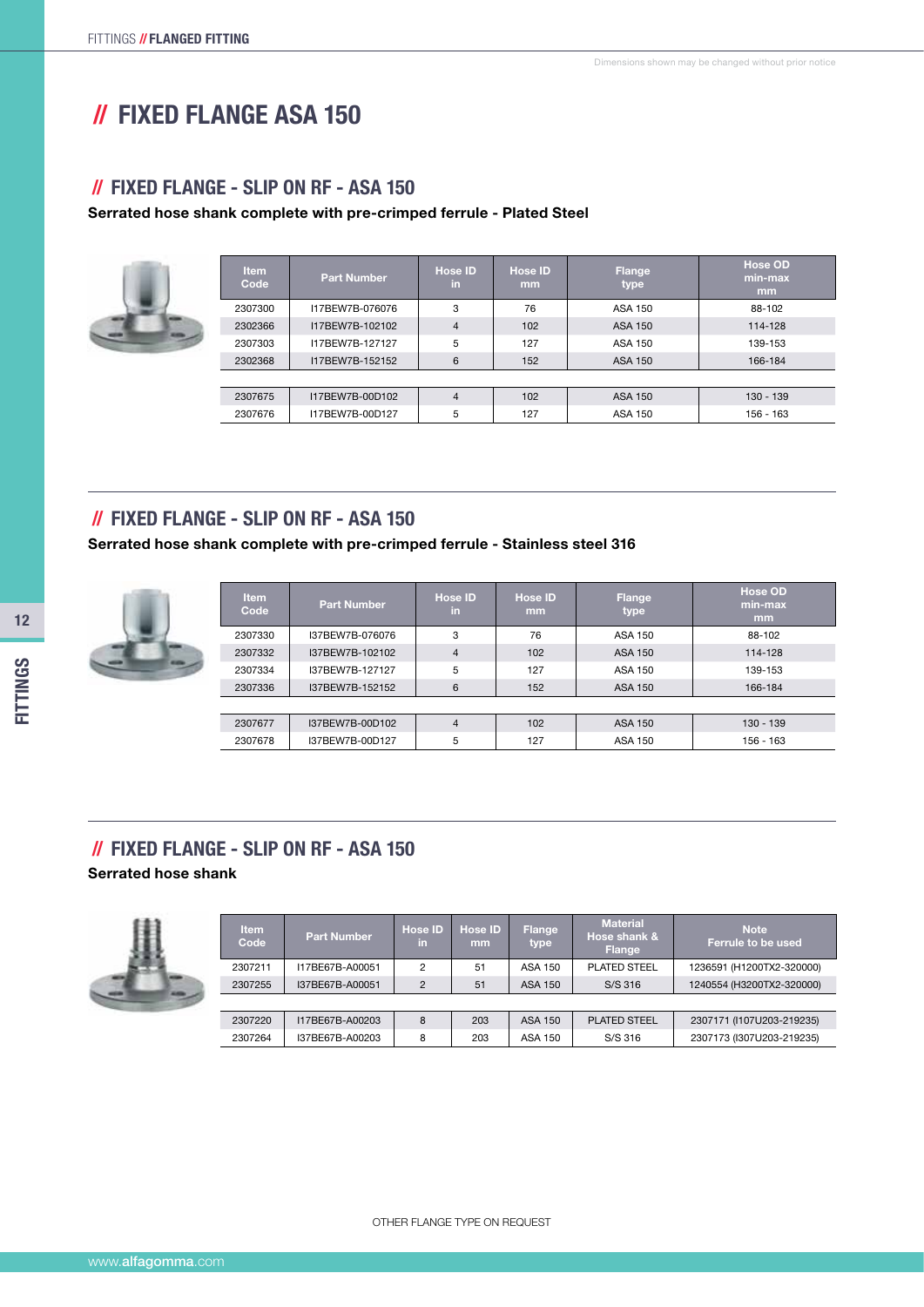# // FIXED FLANGE ASA 150

Dimensions shown may be changed without prior notice

## // FIXED FLANGE - SLIP ON RF - ASA 150

**Serrated hose shank complete with pre-crimped ferrule - Plated Steel**

| Item Code | Part Number | Hose ID in | Hose ID mm | Flange type | Hose OD min-max mm |
|---|---|---|---|---|---|
| 2307300 | I17BEW7B-076076 | 3 | 76 | ASA 150 | 88-102 |
| 2302366 | I17BEW7B-102102 | 4 | 102 | ASA 150 | 114-128 |
| 2307303 | I17BEW7B-127127 | 5 | 127 | ASA 150 | 139-153 |
| 2302368 | I17BEW7B-152152 | 6 | 152 | ASA 150 | 166-184 |
| | | | | | |
| 2307675 | I17BEW7B-00D102 | 4 | 102 | ASA 150 | 130 - 139 |
| 2307676 | I17BEW7B-00D127 | 5 | 127 | ASA 150 | 156 - 163 |

## // FIXED FLANGE - SLIP ON RF - ASA 150

**Serrated hose shank complete with pre-crimped ferrule - Stainless steel 316**

| Item Code | Part Number | Hose ID in | Hose ID mm | Flange type | Hose OD min-max mm |
|---|---|---|---|---|---|
| 2307330 | I37BEW7B-076076 | 3 | 76 | ASA 150 | 88-102 |
| 2307332 | I37BEW7B-102102 | 4 | 102 | ASA 150 | 114-128 |
| 2307334 | I37BEW7B-127127 | 5 | 127 | ASA 150 | 139-153 |
| 2307336 | I37BEW7B-152152 | 6 | 152 | ASA 150 | 166-184 |
| | | | | | |
| 2307677 | I37BEW7B-00D102 | 4 | 102 | ASA 150 | 130 - 139 |
| 2307678 | I37BEW7B-00D127 | 5 | 127 | ASA 150 | 156 - 163 |

## // FIXED FLANGE - SLIP ON RF - ASA 150

**Serrated hose shank**

| Item Code | Part Number | Hose ID in | Hose ID mm | Flange type | Material Hose shank & Flange | Note Ferrule to be used |
|---|---|---|---|---|---|---|
| 2307211 | I17BE67B-A00051 | 2 | 51 | ASA 150 | PLATED STEEL | 1236591 (H1200TX2-320000) |
| 2307255 | I37BE67B-A00051 | 2 | 51 | ASA 150 | S/S 316 | 1240554 (H3200TX2-320000) |
| | | | | | | |
| 2307220 | I17BE67B-A00203 | 8 | 203 | ASA 150 | PLATED STEEL | 2307171 (I107U203-219235) |
| 2307264 | I37BE67B-A00203 | 8 | 203 | ASA 150 | S/S 316 | 2307173 (I307U203-219235) |

OTHER FLANGE TYPE ON REQUEST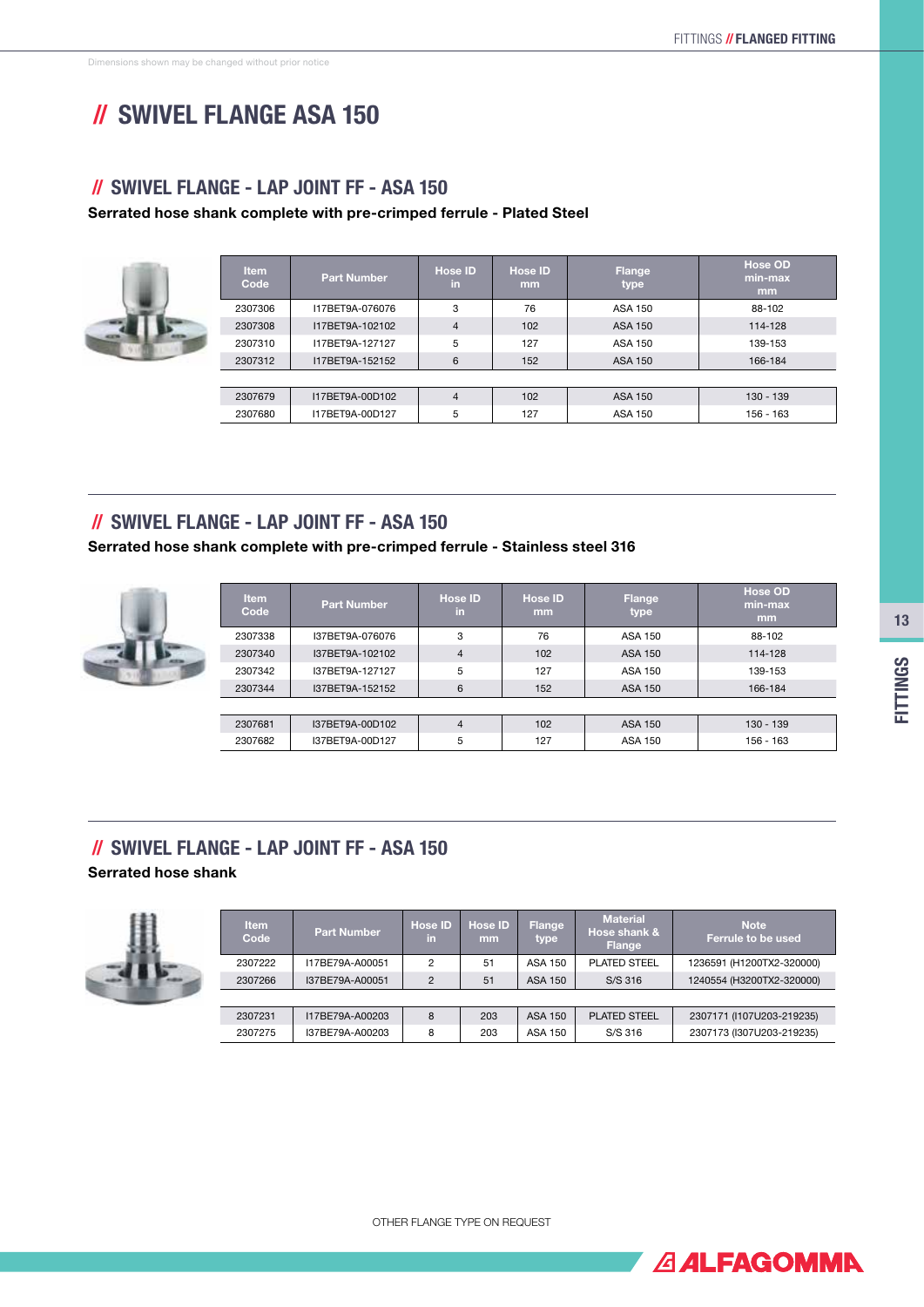Dimensions shown may be changed without prior notice

# // SWIVEL FLANGE ASA 150

## // SWIVEL FLANGE - LAP JOINT FF - ASA 150

**Serrated hose shank complete with pre-crimped ferrule - Plated Steel**

| Item Code | Part Number | Hose ID in | Hose ID mm | Flange type | Hose OD min-max mm |
|---|---|---|---|---|---|
| 2307306 | I17BET9A-076076 | 3 | 76 | ASA 150 | 88-102 |
| 2307308 | I17BET9A-102102 | 4 | 102 | ASA 150 | 114-128 |
| 2307310 | I17BET9A-127127 | 5 | 127 | ASA 150 | 139-153 |
| 2307312 | I17BET9A-152152 | 6 | 152 | ASA 150 | 166-184 |
| 2307679 | I17BET9A-00D102 | 4 | 102 | ASA 150 | 130 - 139 |
| 2307680 | I17BET9A-00D127 | 5 | 127 | ASA 150 | 156 - 163 |

## // SWIVEL FLANGE - LAP JOINT FF - ASA 150

**Serrated hose shank complete with pre-crimped ferrule - Stainless steel 316**

| Item Code | Part Number | Hose ID in | Hose ID mm | Flange type | Hose OD min-max mm |
|---|---|---|---|---|---|
| 2307338 | I37BET9A-076076 | 3 | 76 | ASA 150 | 88-102 |
| 2307340 | I37BET9A-102102 | 4 | 102 | ASA 150 | 114-128 |
| 2307342 | I37BET9A-127127 | 5 | 127 | ASA 150 | 139-153 |
| 2307344 | I37BET9A-152152 | 6 | 152 | ASA 150 | 166-184 |
| 2307681 | I37BET9A-00D102 | 4 | 102 | ASA 150 | 130 - 139 |
| 2307682 | I37BET9A-00D127 | 5 | 127 | ASA 150 | 156 - 163 |

## // SWIVEL FLANGE - LAP JOINT FF - ASA 150

**Serrated hose shank**

| Item Code | Part Number | Hose ID in | Hose ID mm | Flange type | Material Hose shank & Flange | Note Ferrule to be used |
|---|---|---|---|---|---|---|
| 2307222 | I17BE79A-A00051 | 2 | 51 | ASA 150 | PLATED STEEL | 1236591 (H1200TX2-320000) |
| 2307266 | I37BE79A-A00051 | 2 | 51 | ASA 150 | S/S 316 | 1240554 (H3200TX2-320000) |
| 2307231 | I17BE79A-A00203 | 8 | 203 | ASA 150 | PLATED STEEL | 2307171 (I107U203-219235) |
| 2307275 | I37BE79A-A00203 | 8 | 203 | ASA 150 | S/S 316 | 2307173 (I307U203-219235) |

OTHER FLANGE TYPE ON REQUEST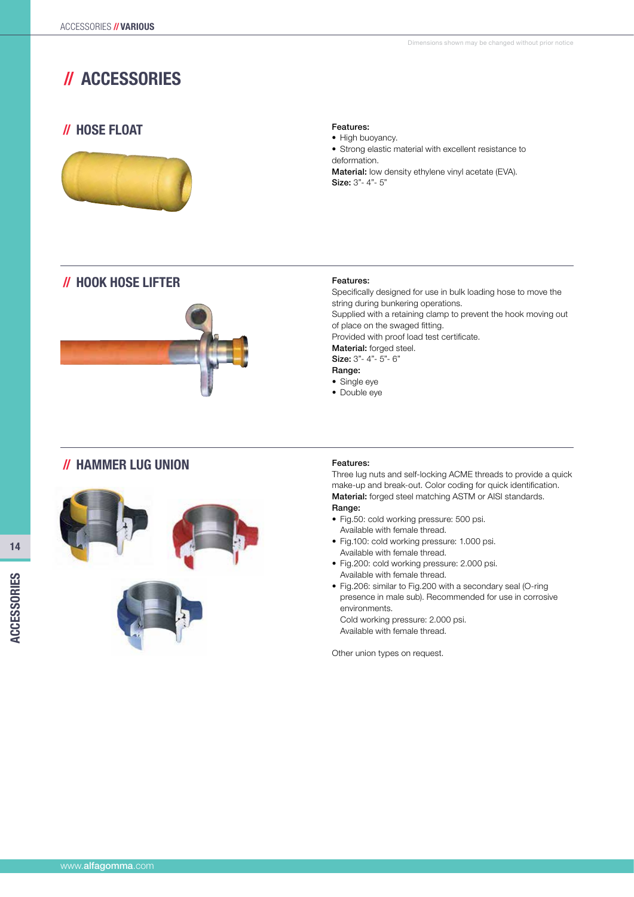# // ACCESSORIES

## // HOSE FLOAT

**Features:**

- High buoyancy.
- Strong elastic material with excellent resistance to deformation.

**Material:** low density ethylene vinyl acetate (EVA).
**Size:** 3"- 4"- 5"

## // HOOK HOSE LIFTER

**Features:**
Specifically designed for use in bulk loading hose to move the string during bunkering operations.
Supplied with a retaining clamp to prevent the hook moving out of place on the swaged fitting.
Provided with proof load test certificate.
**Material:** forged steel.
**Size:** 3"- 4"- 5"- 6"
**Range:**

- Single eye
- Double eye

## // HAMMER LUG UNION

**Features:**
Three lug nuts and self-locking ACME threads to provide a quick make-up and break-out. Color coding for quick identification.
**Material:** forged steel matching ASTM or AISI standards.
**Range:**

- Fig.50: cold working pressure: 500 psi.
  Available with female thread.
- Fig.100: cold working pressure: 1.000 psi.
  Available with female thread.
- Fig.200: cold working pressure: 2.000 psi.
  Available with female thread.
- Fig.206: similar to Fig.200 with a secondary seal (O-ring presence in male sub). Recommended for use in corrosive environments.
  Cold working pressure: 2.000 psi.
  Available with female thread.

Other union types on request.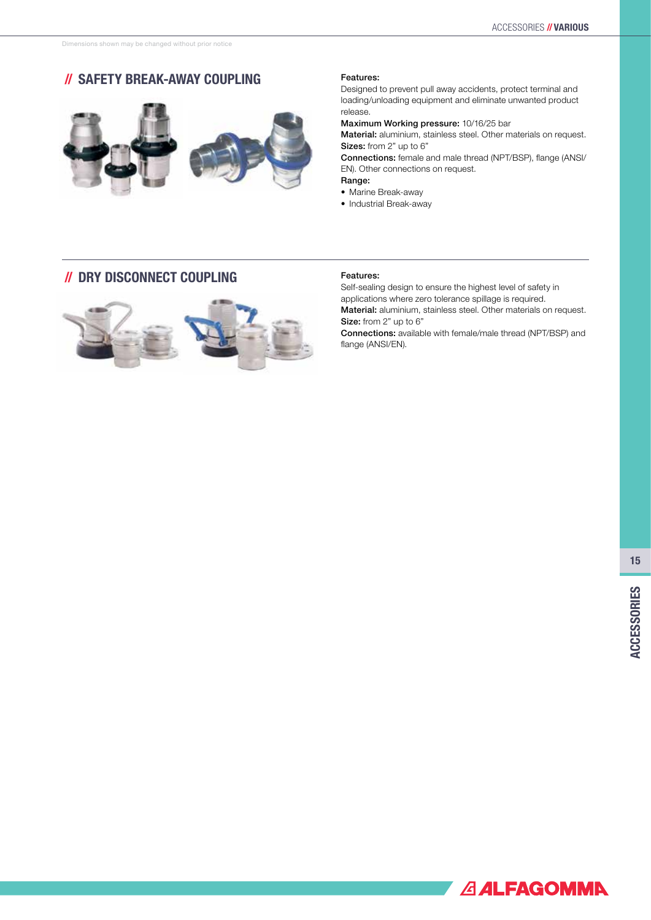Dimensions shown may be changed without prior notice

## // SAFETY BREAK-AWAY COUPLING

**Features:**

Designed to prevent pull away accidents, protect terminal and loading/unloading equipment and eliminate unwanted product release.

**Maximum Working pressure:** 10/16/25 bar

**Material:** aluminium, stainless steel. Other materials on request.

**Sizes:** from 2" up to 6"

**Connections:** female and male thread (NPT/BSP), flange (ANSI/EN). Other connections on request.

**Range:**

- Marine Break-away
- Industrial Break-away

## // DRY DISCONNECT COUPLING

**Features:**

Self-sealing design to ensure the highest level of safety in applications where zero tolerance spillage is required.

**Material:** aluminium, stainless steel. Other materials on request.

**Size:** from 2" up to 6"

**Connections:** available with female/male thread (NPT/BSP) and flange (ANSI/EN).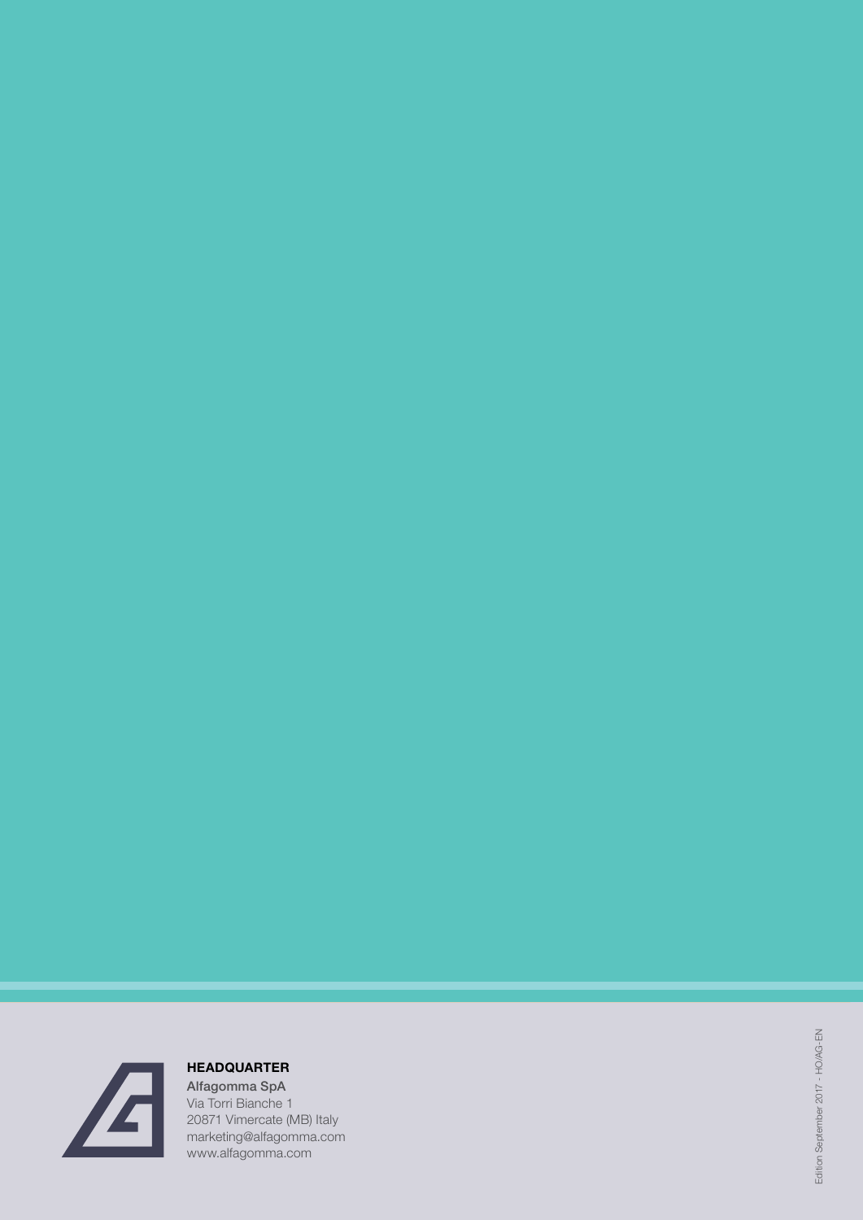**HEADQUARTER**

**Alfagomma SpA**
Via Torri Bianche 1
20871 Vimercate (MB) Italy
marketing@alfagomma.com
www.alfagomma.com

Edition September 2017 - HO/AG-EN